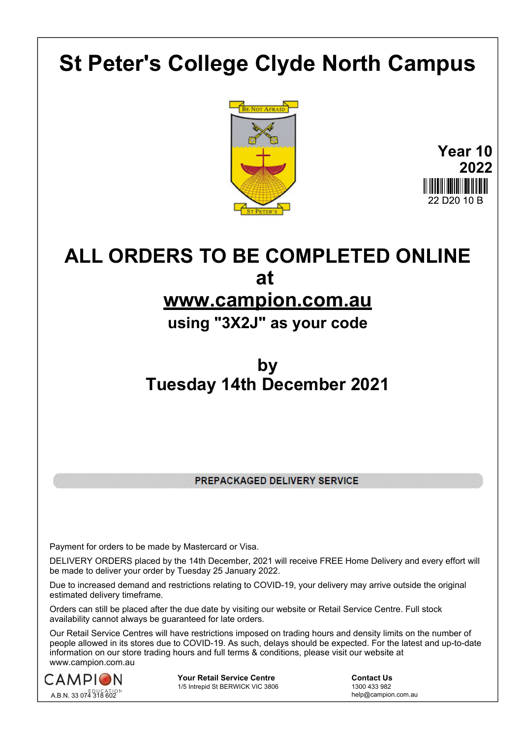# St Peter's College Clyde North Campus

**Year 10**
**2022**

22 D20 10 B

## ALL ORDERS TO BE COMPLETED ONLINE at www.campion.com.au

### using "3X2J" as your code

## by Tuesday 14th December 2021

**PREPACKAGED DELIVERY SERVICE**

Payment for orders to be made by Mastercard or Visa.

DELIVERY ORDERS placed by the 14th December, 2021 will receive FREE Home Delivery and every effort will be made to deliver your order by Tuesday 25 January 2022.

Due to increased demand and restrictions relating to COVID-19, your delivery may arrive outside the original estimated delivery timeframe.

Orders can still be placed after the due date by visiting our website or Retail Service Centre. Full stock availability cannot always be guaranteed for late orders.

Our Retail Service Centres will have restrictions imposed on trading hours and density limits on the number of people allowed in its stores due to COVID-19. As such, delays should be expected. For the latest and up-to-date information on our store trading hours and full terms & conditions, please visit our website at www.campion.com.au

CAMPION EDUCATION
A.B.N. 33 074 318 602

**Your Retail Service Centre**
1/5 Intrepid St BERWICK VIC 3806

**Contact Us**
1300 433 982
help@campion.com.au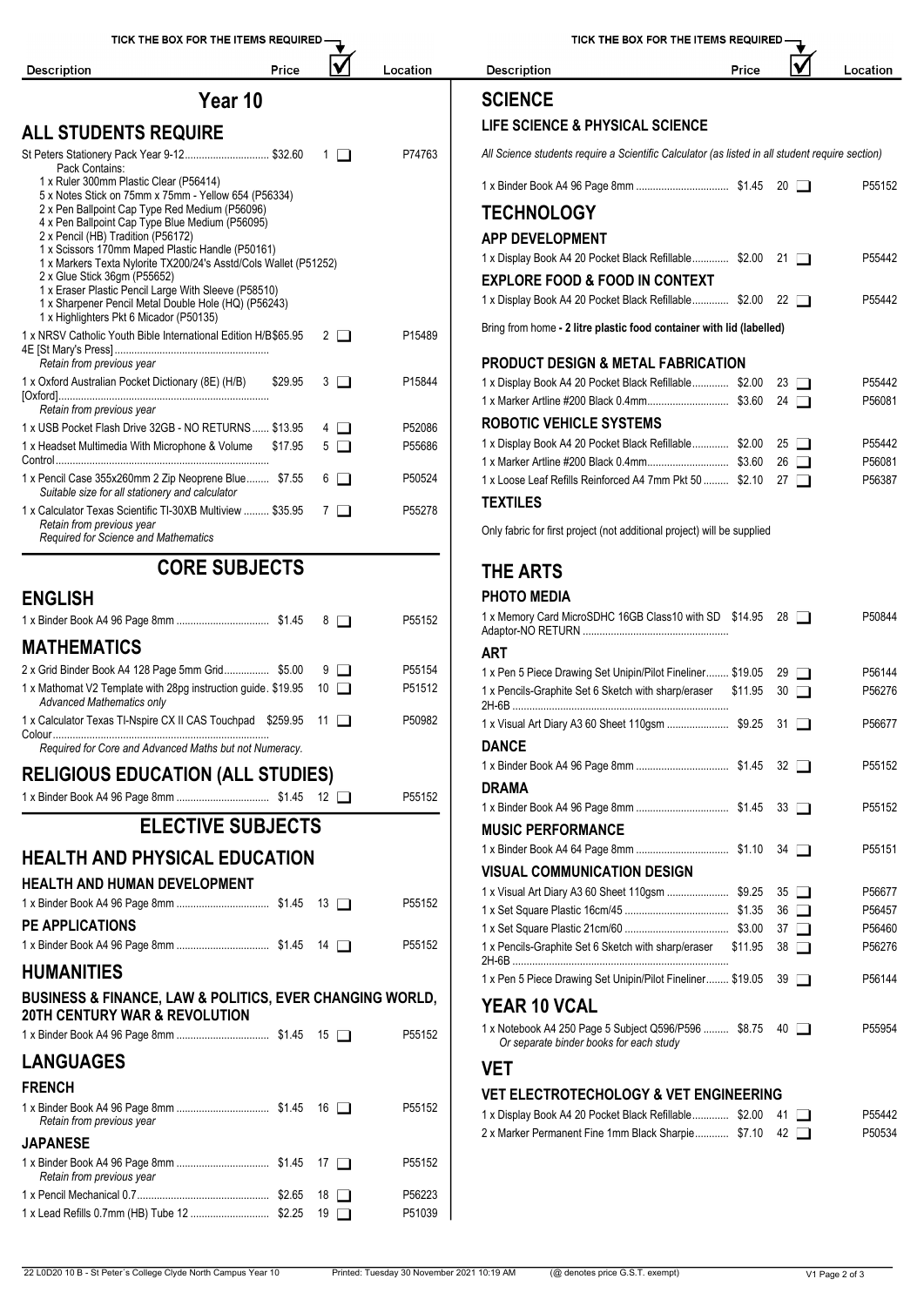TICK THE BOX FOR THE ITEMS REQUIRED

# Year 10

## ALL STUDENTS REQUIRE

| Description | Price | ☑ | Location |
|---|---|---|---|
| St Peters Stationery Pack Year 9-12<br>Pack Contains:<br>1 x Ruler 300mm Plastic Clear (P56414)<br>5 x Notes Stick on 75mm x 75mm - Yellow 654 (P56334)<br>2 x Pen Ballpoint Cap Type Red Medium (P56096)<br>4 x Pen Ballpoint Cap Type Blue Medium (P56095)<br>2 x Pencil (HB) Tradition (P56172)<br>1 x Scissors 170mm Maped Plastic Handle (P50161)<br>1 x Markers Texta Nylorite TX200/24's Asstd/Cols Wallet (P51252)<br>2 x Glue Stick 36gm (P55652)<br>1 x Eraser Plastic Pencil Large With Sleeve (P58510)<br>1 x Sharpener Pencil Metal Double Hole (HQ) (P56243)<br>1 x Highlighters Pkt 6 Micador (P50135) | $32.60 | 1 ☐ | P74763 |
| 1 x NRSV Catholic Youth Bible International Edition H/B 4E [St Mary's Press]<br>*Retain from previous year* | $65.95 | 2 ☐ | P15489 |
| 1 x Oxford Australian Pocket Dictionary (8E) (H/B) [Oxford]<br>*Retain from previous year* | $29.95 | 3 ☐ | P15844 |
| 1 x USB Pocket Flash Drive 32GB - NO RETURNS | $13.95 | 4 ☐ | P52086 |
| 1 x Headset Multimedia With Microphone & Volume Control | $17.95 | 5 ☐ | P55686 |
| 1 x Pencil Case 355x260mm 2 Zip Neoprene Blue<br>*Suitable size for all stationery and calculator* | $7.55 | 6 ☐ | P50524 |
| 1 x Calculator Texas Scientific TI-30XB Multiview<br>*Retain from previous year*<br>*Required for Science and Mathematics* | $35.95 | 7 ☐ | P55278 |

## CORE SUBJECTS

### ENGLISH

| Description | Price | ☑ | Location |
|---|---|---|---|
| 1 x Binder Book A4 96 Page 8mm | $1.45 | 8 ☐ | P55152 |

### MATHEMATICS

| Description | Price | ☑ | Location |
|---|---|---|---|
| 2 x Grid Binder Book A4 128 Page 5mm Grid | $5.00 | 9 ☐ | P55154 |
| 1 x Mathomat V2 Template with 28pg instruction guide<br>*Advanced Mathematics only* | $19.95 | 10 ☐ | P51512 |
| 1 x Calculator Texas TI-Nspire CX II CAS Touchpad Colour<br>*Required for Core and Advanced Maths but not Numeracy.* | $259.95 | 11 ☐ | P50982 |

### RELIGIOUS EDUCATION (ALL STUDIES)

| Description | Price | ☑ | Location |
|---|---|---|---|
| 1 x Binder Book A4 96 Page 8mm | $1.45 | 12 ☐ | P55152 |

## ELECTIVE SUBJECTS

### HEALTH AND PHYSICAL EDUCATION

#### HEALTH AND HUMAN DEVELOPMENT

| Description | Price | ☑ | Location |
|---|---|---|---|
| 1 x Binder Book A4 96 Page 8mm | $1.45 | 13 ☐ | P55152 |

#### PE APPLICATIONS

| Description | Price | ☑ | Location |
|---|---|---|---|
| 1 x Binder Book A4 96 Page 8mm | $1.45 | 14 ☐ | P55152 |

### HUMANITIES

#### BUSINESS & FINANCE, LAW & POLITICS, EVER CHANGING WORLD, 20TH CENTURY WAR & REVOLUTION

| Description | Price | ☑ | Location |
|---|---|---|---|
| 1 x Binder Book A4 96 Page 8mm | $1.45 | 15 ☐ | P55152 |

### LANGUAGES

#### FRENCH

| Description | Price | ☑ | Location |
|---|---|---|---|
| 1 x Binder Book A4 96 Page 8mm<br>*Retain from previous year* | $1.45 | 16 ☐ | P55152 |

#### JAPANESE

| Description | Price | ☑ | Location |
|---|---|---|---|
| 1 x Binder Book A4 96 Page 8mm<br>*Retain from previous year* | $1.45 | 17 ☐ | P55152 |
| 1 x Pencil Mechanical 0.7 | $2.65 | 18 ☐ | P56223 |
| 1 x Lead Refills 0.7mm (HB) Tube 12 | $2.25 | 19 ☐ | P51039 |

## SCIENCE

### LIFE SCIENCE & PHYSICAL SCIENCE

*All Science students require a Scientific Calculator (as listed in all student require section)*

| Description | Price | ☑ | Location |
|---|---|---|---|
| 1 x Binder Book A4 96 Page 8mm | $1.45 | 20 ☐ | P55152 |

## TECHNOLOGY

### APP DEVELOPMENT

| Description | Price | ☑ | Location |
|---|---|---|---|
| 1 x Display Book A4 20 Pocket Black Refillable | $2.00 | 21 ☐ | P55442 |

### EXPLORE FOOD & FOOD IN CONTEXT

| Description | Price | ☑ | Location |
|---|---|---|---|
| 1 x Display Book A4 20 Pocket Black Refillable | $2.00 | 22 ☐ | P55442 |

Bring from home **- 2 litre plastic food container with lid (labelled)**

### PRODUCT DESIGN & METAL FABRICATION

| Description | Price | ☑ | Location |
|---|---|---|---|
| 1 x Display Book A4 20 Pocket Black Refillable | $2.00 | 23 ☐ | P55442 |
| 1 x Marker Artline #200 Black 0.4mm | $3.60 | 24 ☐ | P56081 |

### ROBOTIC VEHICLE SYSTEMS

| Description | Price | ☑ | Location |
|---|---|---|---|
| 1 x Display Book A4 20 Pocket Black Refillable | $2.00 | 25 ☐ | P55442 |
| 1 x Marker Artline #200 Black 0.4mm | $3.60 | 26 ☐ | P56081 |
| 1 x Loose Leaf Refills Reinforced A4 7mm Pkt 50 | $2.10 | 27 ☐ | P56387 |

### TEXTILES

Only fabric for first project (not additional project) will be supplied

## THE ARTS

### PHOTO MEDIA

| Description | Price | ☑ | Location |
|---|---|---|---|
| 1 x Memory Card MicroSDHC 16GB Class10 with SD Adaptor-NO RETURN | $14.95 | 28 ☐ | P50844 |

### ART

| Description | Price | ☑ | Location |
|---|---|---|---|
| 1 x Pen 5 Piece Drawing Set Unipin/Pilot Fineliner | $19.05 | 29 ☐ | P56144 |
| 1 x Pencils-Graphite Set 6 Sketch with sharp/eraser 2H-6B | $11.95 | 30 ☐ | P56276 |
| 1 x Visual Art Diary A3 60 Sheet 110gsm | $9.25 | 31 ☐ | P56677 |

### DANCE

| Description | Price | ☑ | Location |
|---|---|---|---|
| 1 x Binder Book A4 96 Page 8mm | $1.45 | 32 ☐ | P55152 |

### DRAMA

| Description | Price | ☑ | Location |
|---|---|---|---|
| 1 x Binder Book A4 96 Page 8mm | $1.45 | 33 ☐ | P55152 |

### MUSIC PERFORMANCE

| Description | Price | ☑ | Location |
|---|---|---|---|
| 1 x Binder Book A4 64 Page 8mm | $1.10 | 34 ☐ | P55151 |

### VISUAL COMMUNICATION DESIGN

| Description | Price | ☑ | Location |
|---|---|---|---|
| 1 x Visual Art Diary A3 60 Sheet 110gsm | $9.25 | 35 ☐ | P56677 |
| 1 x Set Square Plastic 16cm/45 | $1.35 | 36 ☐ | P56457 |
| 1 x Set Square Plastic 21cm/60 | $3.00 | 37 ☐ | P56460 |
| 1 x Pencils-Graphite Set 6 Sketch with sharp/eraser 2H-6B | $11.95 | 38 ☐ | P56276 |
| 1 x Pen 5 Piece Drawing Set Unipin/Pilot Fineliner | $19.05 | 39 ☐ | P56144 |

## YEAR 10 VCAL

| Description | Price | ☑ | Location |
|---|---|---|---|
| 1 x Notebook A4 250 Page 5 Subject Q596/P596<br>*Or separate binder books for each study* | $8.75 | 40 ☐ | P55954 |

## VET

### VET ELECTROTECHOLOGY & VET ENGINEERING

| Description | Price | ☑ | Location |
|---|---|---|---|
| 1 x Display Book A4 20 Pocket Black Refillable | $2.00 | 41 ☐ | P55442 |
| 2 x Marker Permanent Fine 1mm Black Sharpie | $7.10 | 42 ☐ | P50534 |

22 L0D20 10 B - St Peter's College Clyde North Campus Year 10 — Printed: Tuesday 30 November 2021 10:19 AM — (@ denotes price G.S.T. exempt) — V1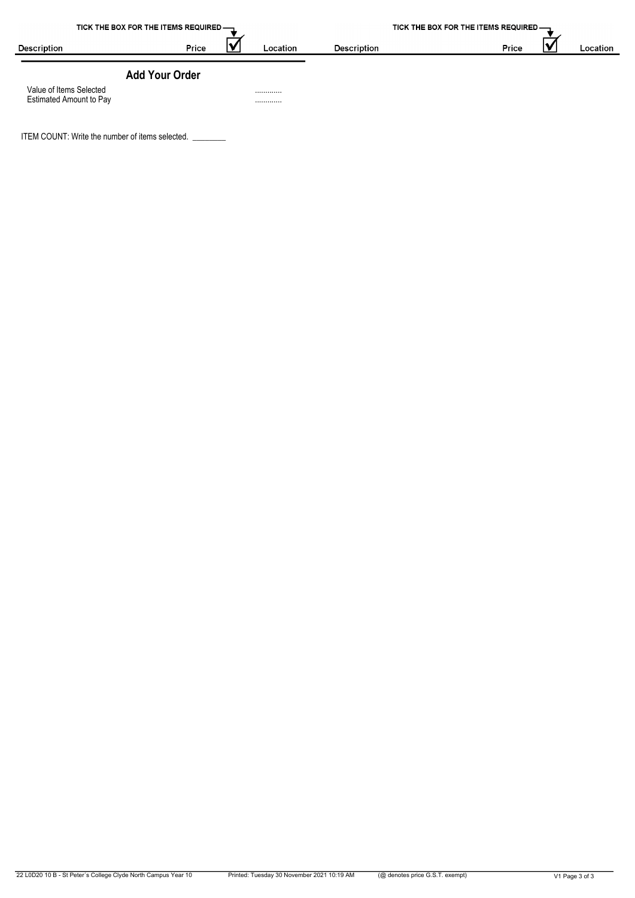| Description | Price | ☑ | Location | Description | Price | ☑ | Location |
|---|---|---|---|---|---|---|---|

TICK THE BOX FOR THE ITEMS REQUIRED

## Add Your Order

| | |
|---|---|
| Value of Items Selected | ............ |
| Estimated Amount to Pay | ............ |

ITEM COUNT: Write the number of items selected. ________

22 L0D20 10 B - St Peter's College Clyde North Campus Year 10 &nbsp;&nbsp; Printed: Tuesday 30 November 2021 10:19 AM &nbsp;&nbsp; (@ denotes price G.S.T. exempt)